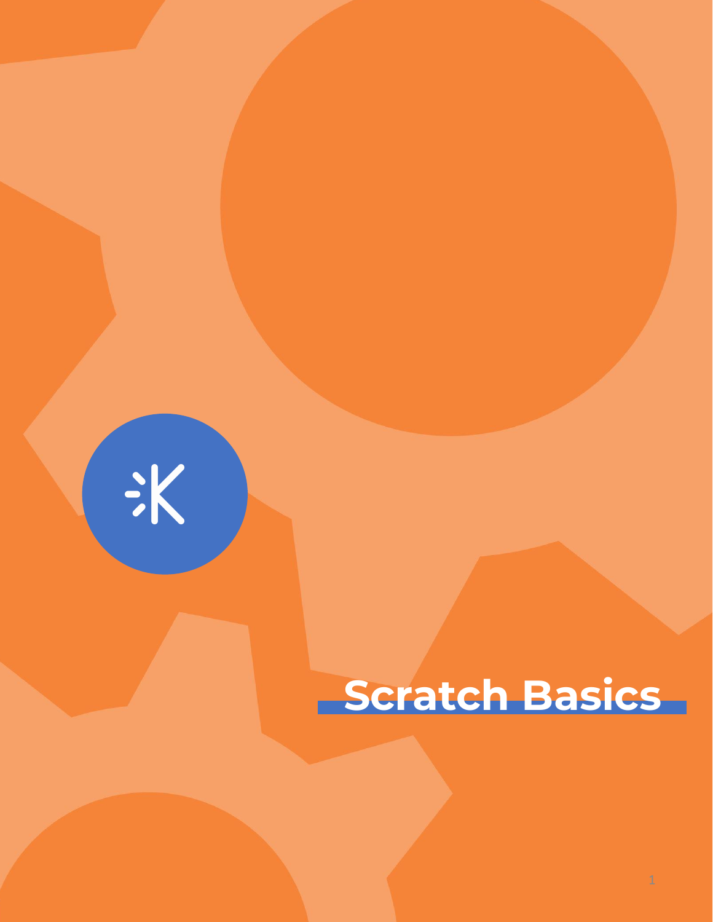# Scratch Basics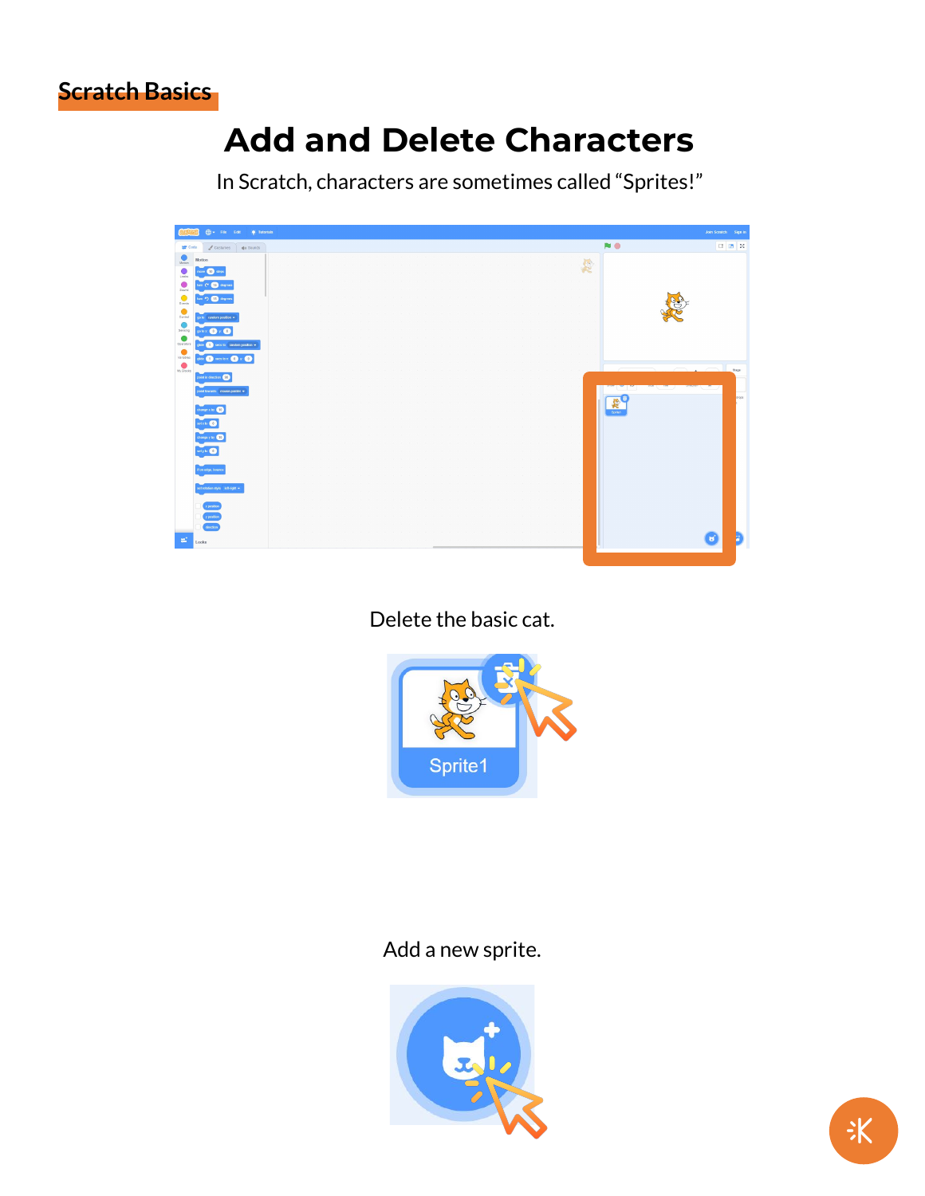Scratch Basics

# Add and Delete Characters

In Scratch, characters are sometimes called "Sprites!"

Delete the basic cat.

Add a new sprite.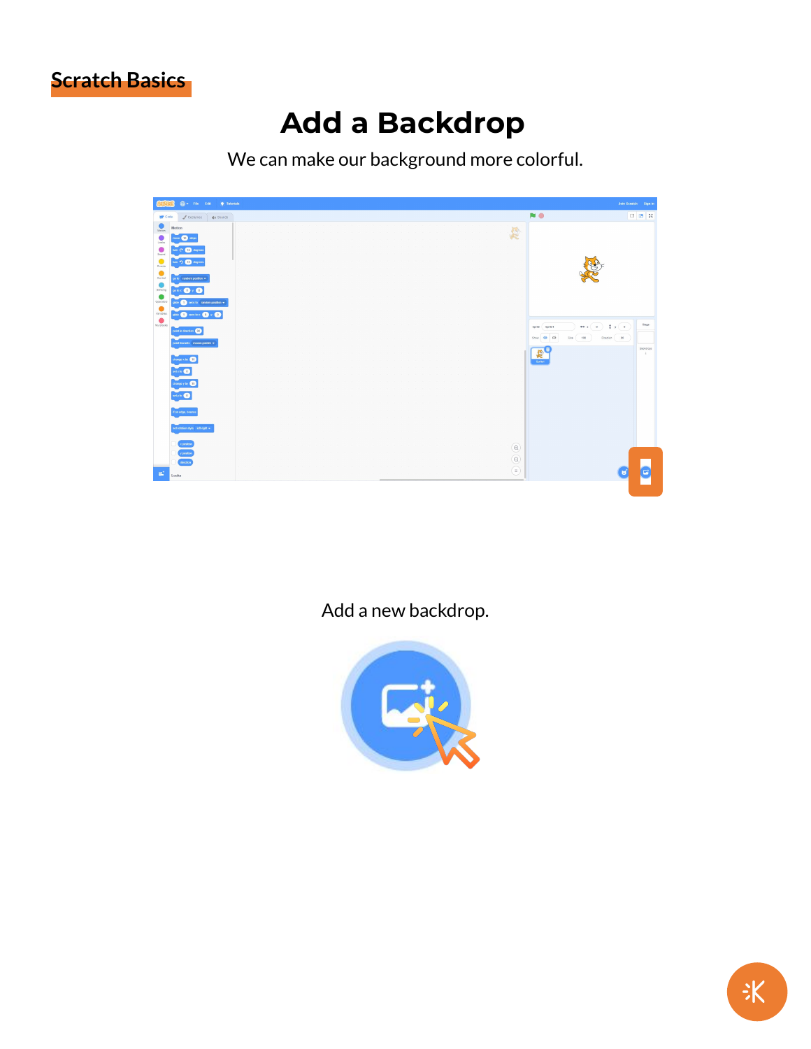Scratch Basics

# Add a Backdrop

We can make our background more colorful.

Add a new backdrop.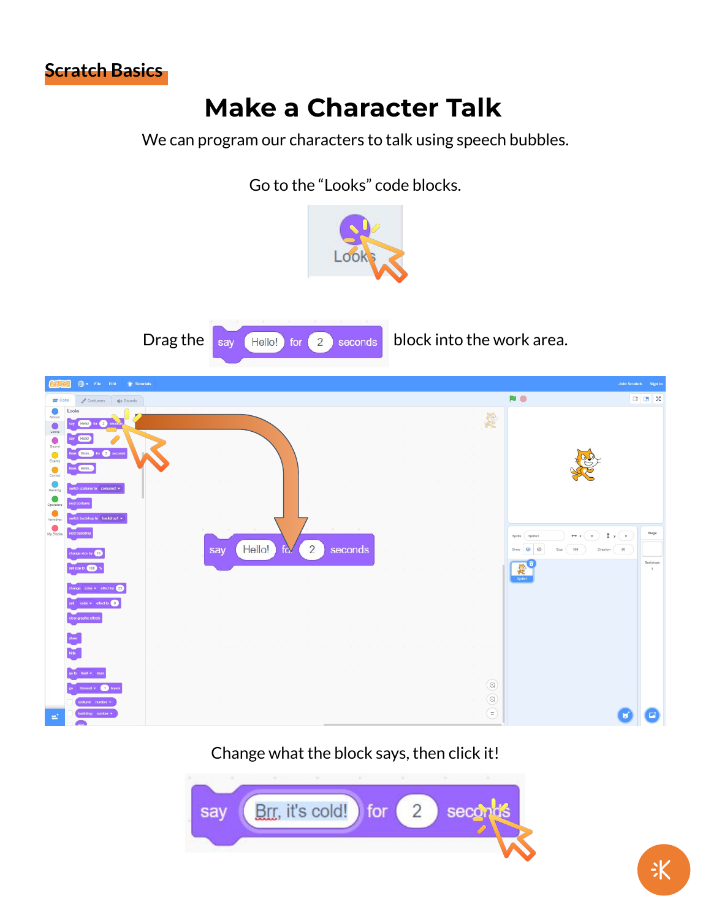Scratch Basics

# Make a Character Talk

We can program our characters to talk using speech bubbles.

Go to the "Looks" code blocks.

Drag the say Hello! for 2 seconds block into the work area.

Change what the block says, then click it!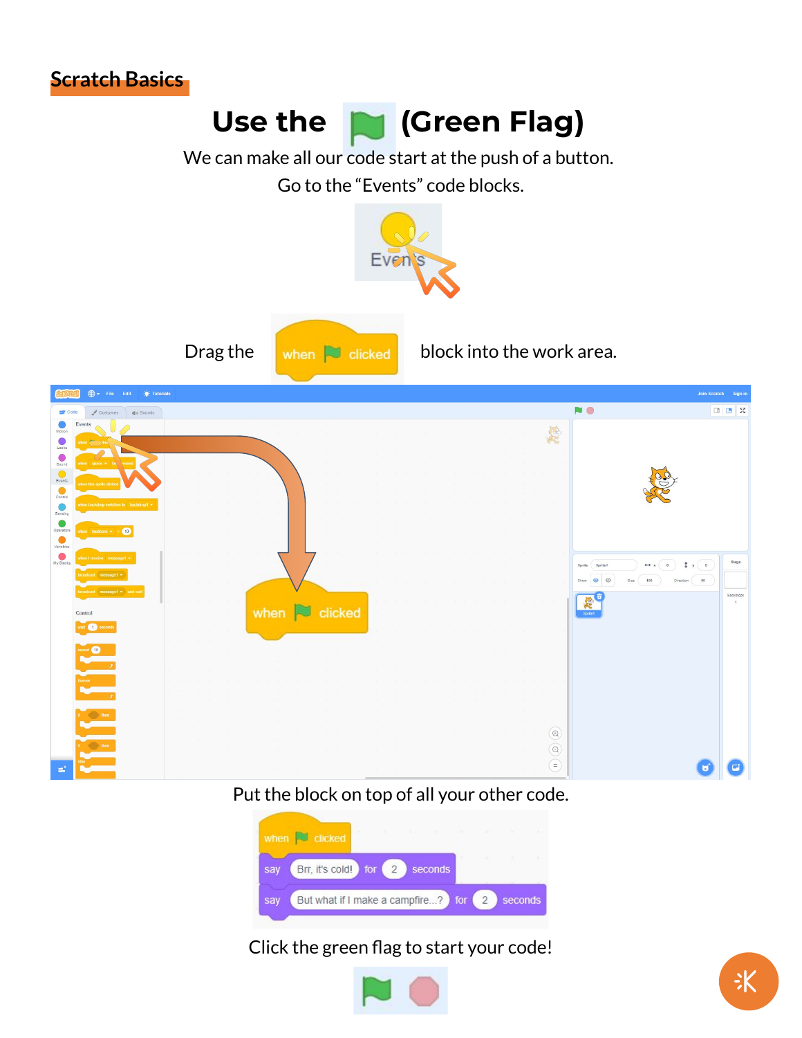Scratch Basics

# Use the (Green Flag)

We can make all our code start at the push of a button.

Go to the "Events" code blocks.

Drag the when clicked block into the work area.

Put the block on top of all your other code.

Click the green flag to start your code!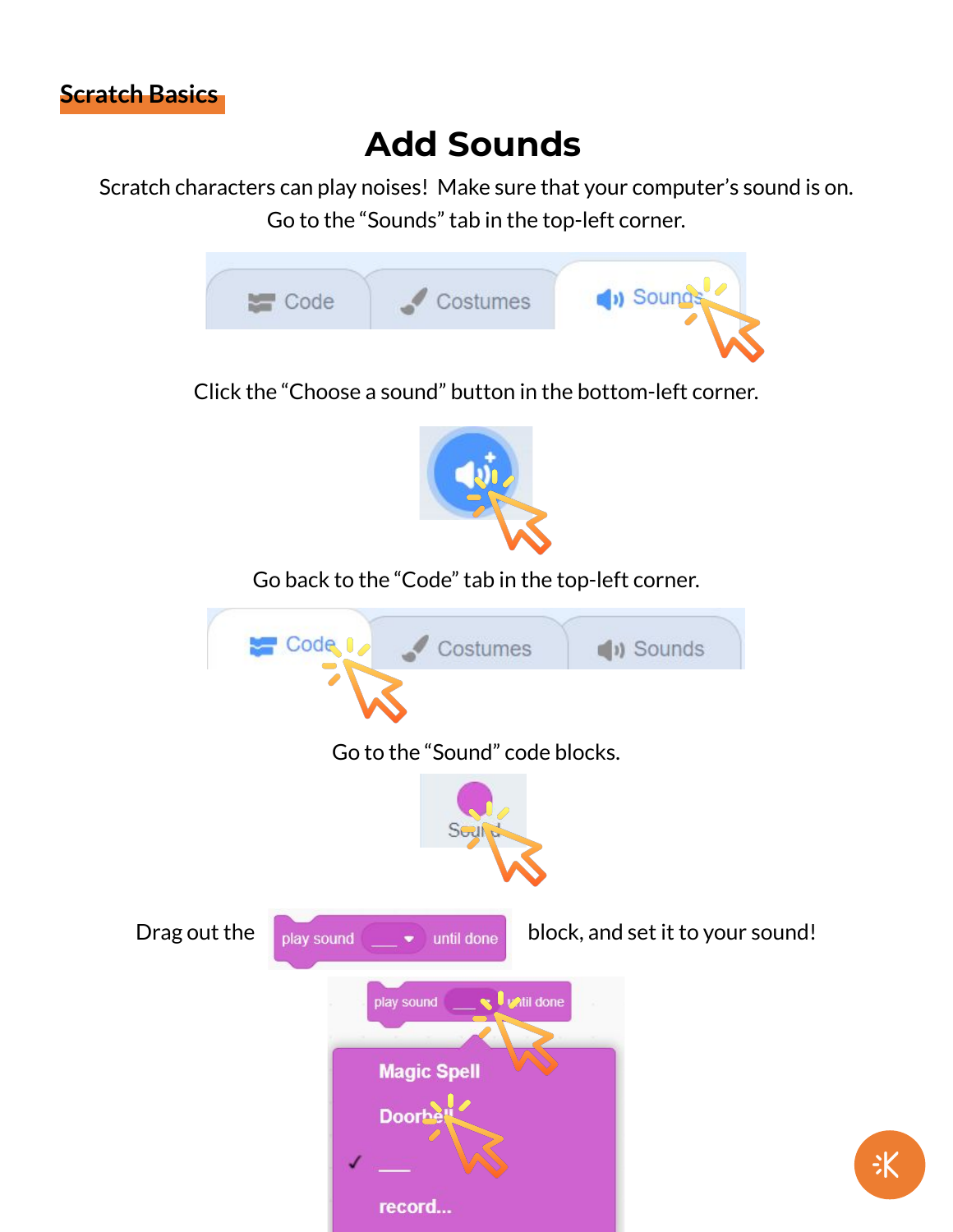Scratch Basics

# Add Sounds

Scratch characters can play noises! Make sure that your computer's sound is on.
Go to the "Sounds" tab in the top-left corner.

Click the "Choose a sound" button in the bottom-left corner.

Go back to the "Code" tab in the top-left corner.

Go to the "Sound" code blocks.

Drag out the play sound ___ until done block, and set it to your sound!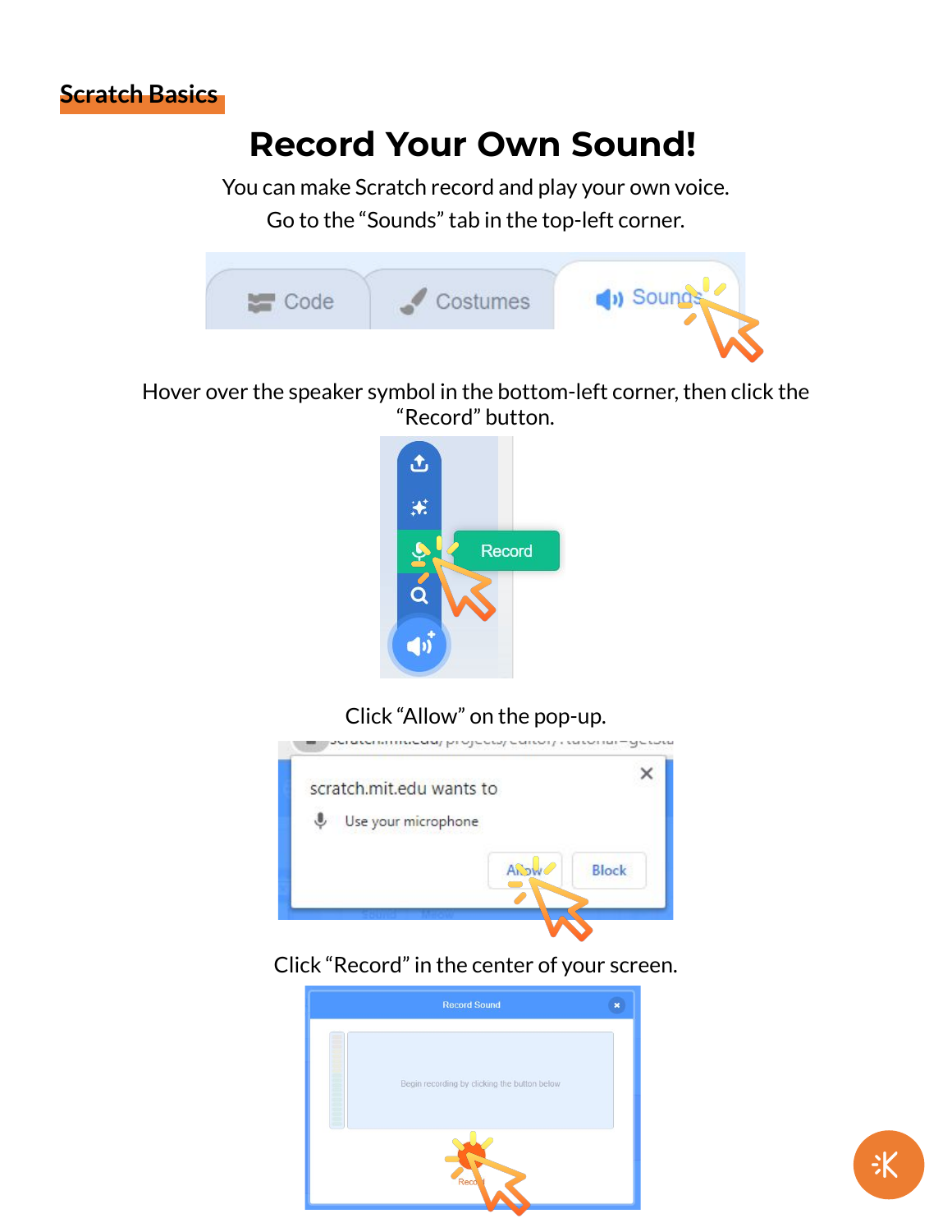Scratch Basics

# Record Your Own Sound!

You can make Scratch record and play your own voice.

Go to the "Sounds" tab in the top-left corner.

Hover over the speaker symbol in the bottom-left corner, then click the "Record" button.

Click "Allow" on the pop-up.

Click "Record" in the center of your screen.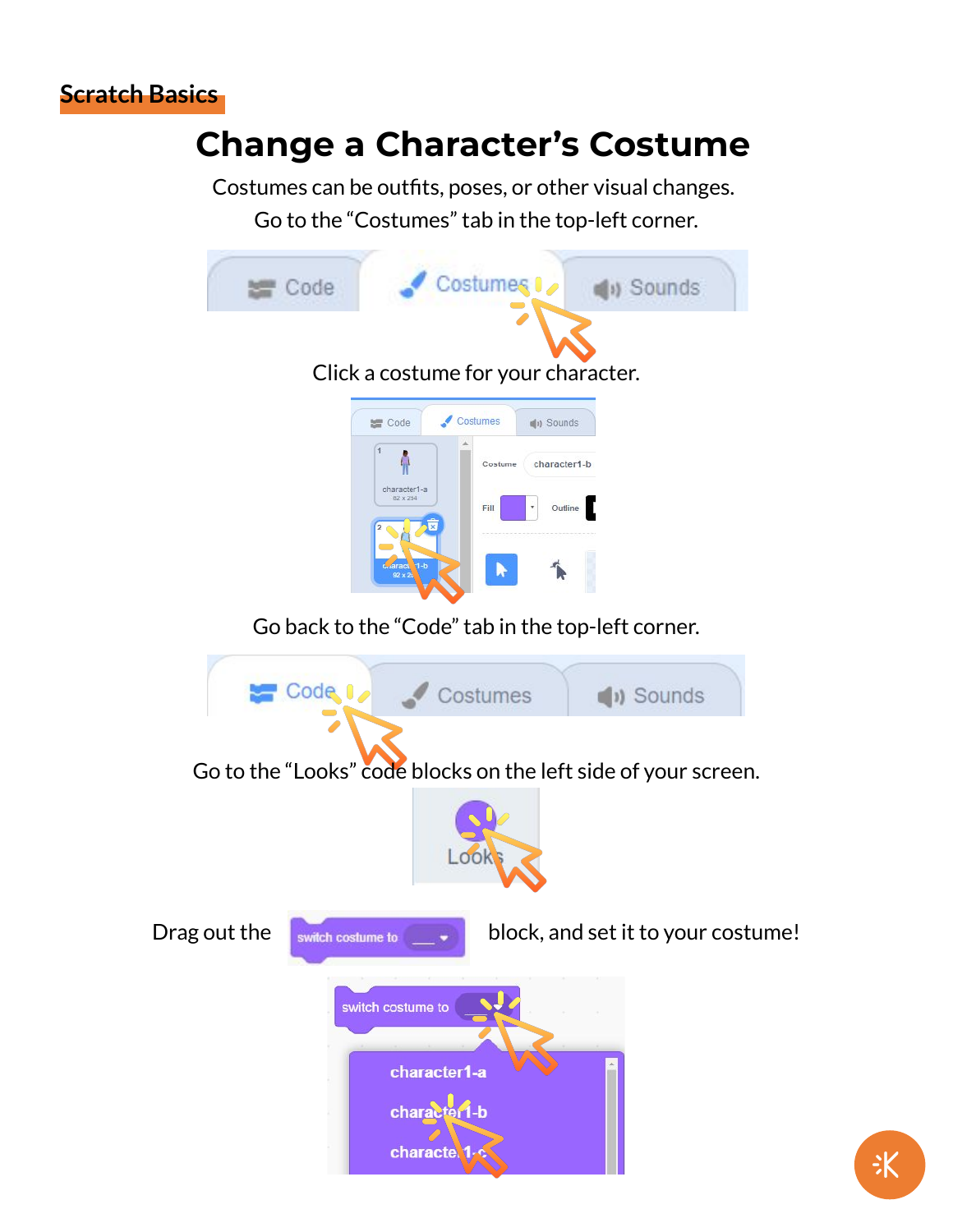Scratch Basics

# Change a Character's Costume

Costumes can be outfits, poses, or other visual changes.

Go to the "Costumes" tab in the top-left corner.

Click a costume for your character.

Go back to the "Code" tab in the top-left corner.

Go to the "Looks" code blocks on the left side of your screen.

Drag out the switch costume to block, and set it to your costume!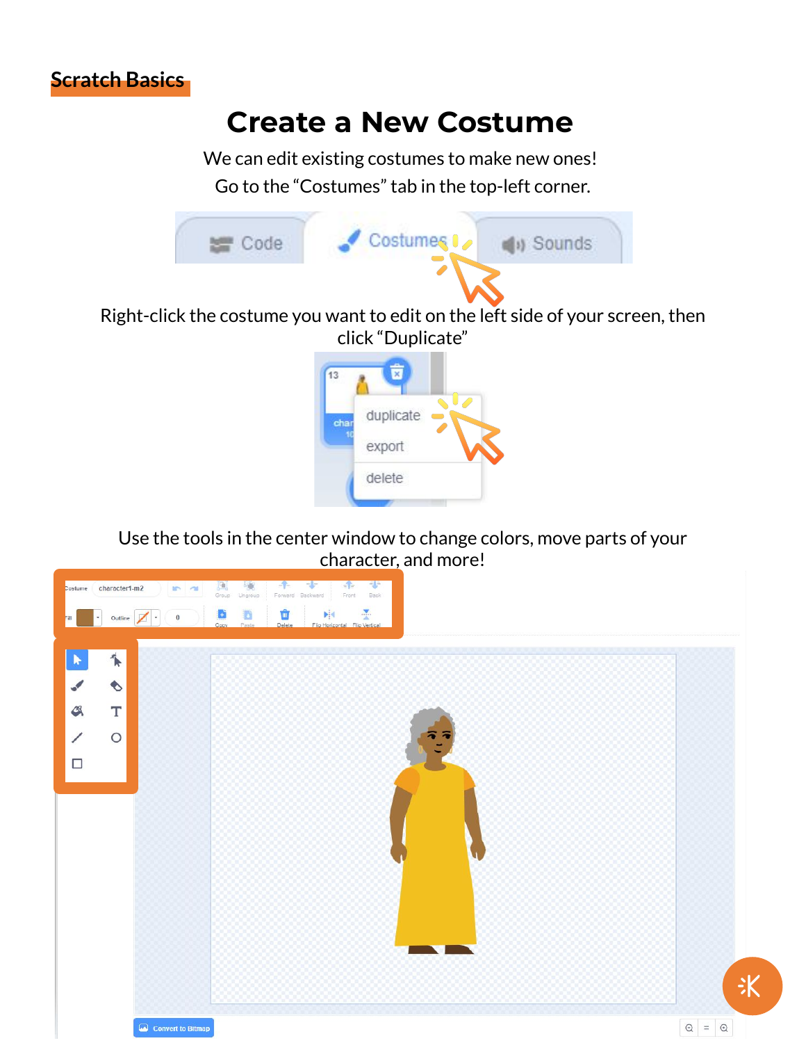Scratch Basics

# Create a New Costume

We can edit existing costumes to make new ones!

Go to the "Costumes" tab in the top-left corner.

Right-click the costume you want to edit on the left side of your screen, then click "Duplicate"

Use the tools in the center window to change colors, move parts of your character, and more!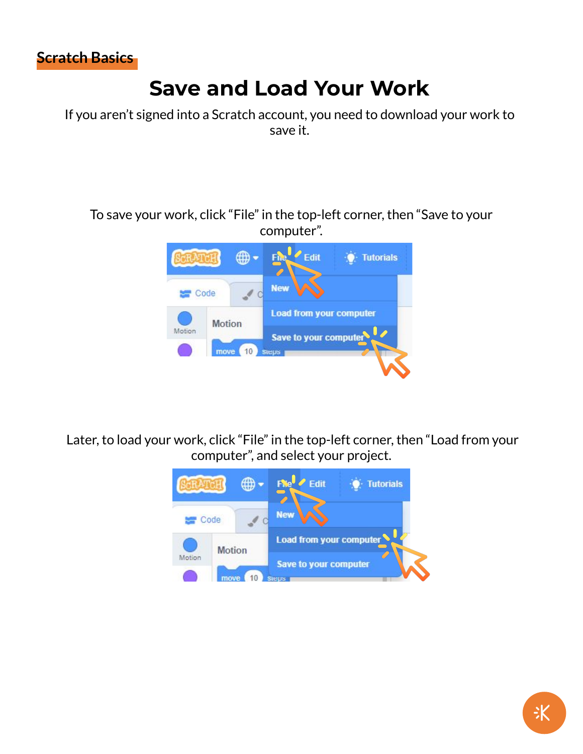Scratch Basics

# Save and Load Your Work

If you aren't signed into a Scratch account, you need to download your work to save it.

To save your work, click "File" in the top-left corner, then "Save to your computer".

Later, to load your work, click "File" in the top-left corner, then "Load from your computer", and select your project.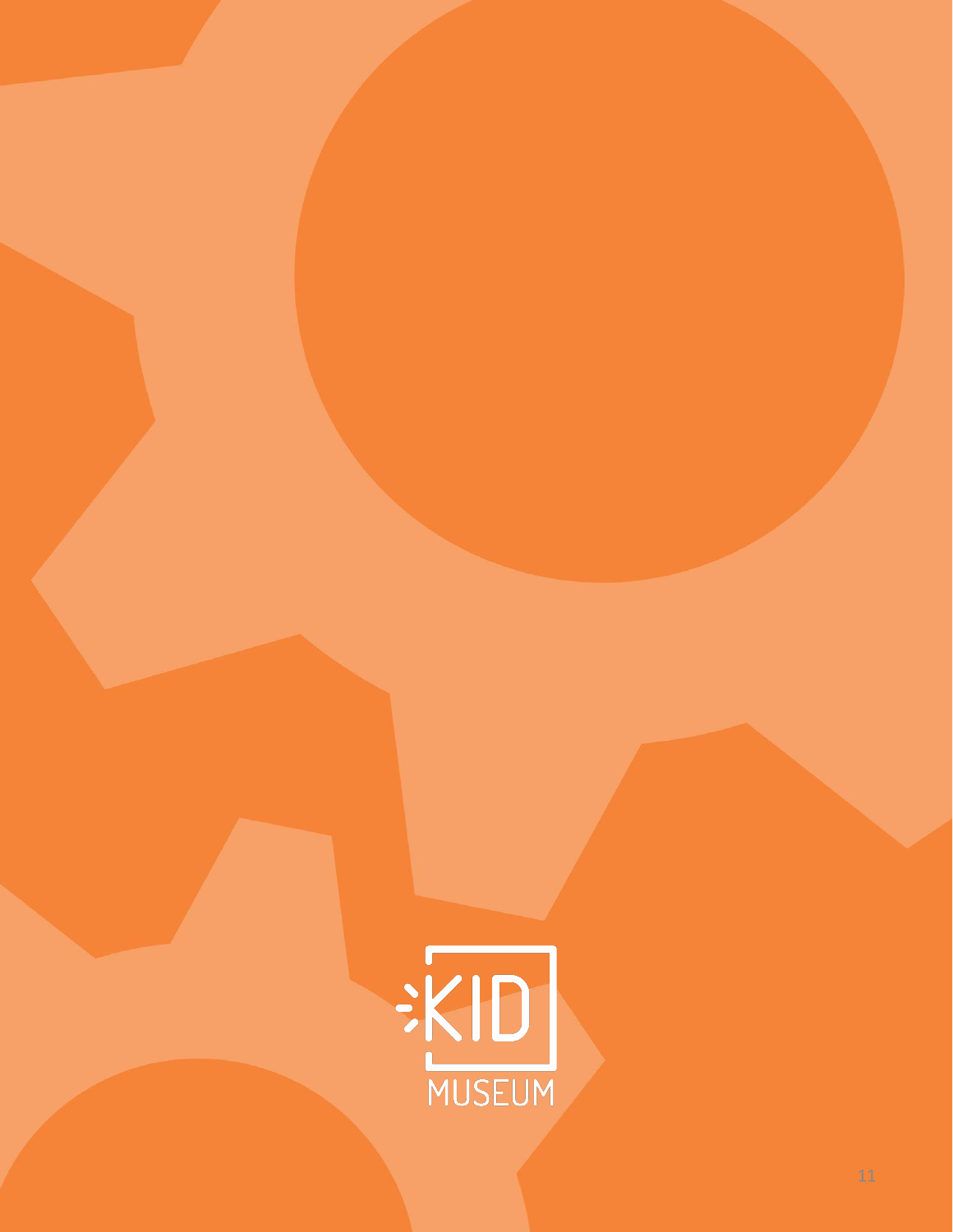KID MUSEUM